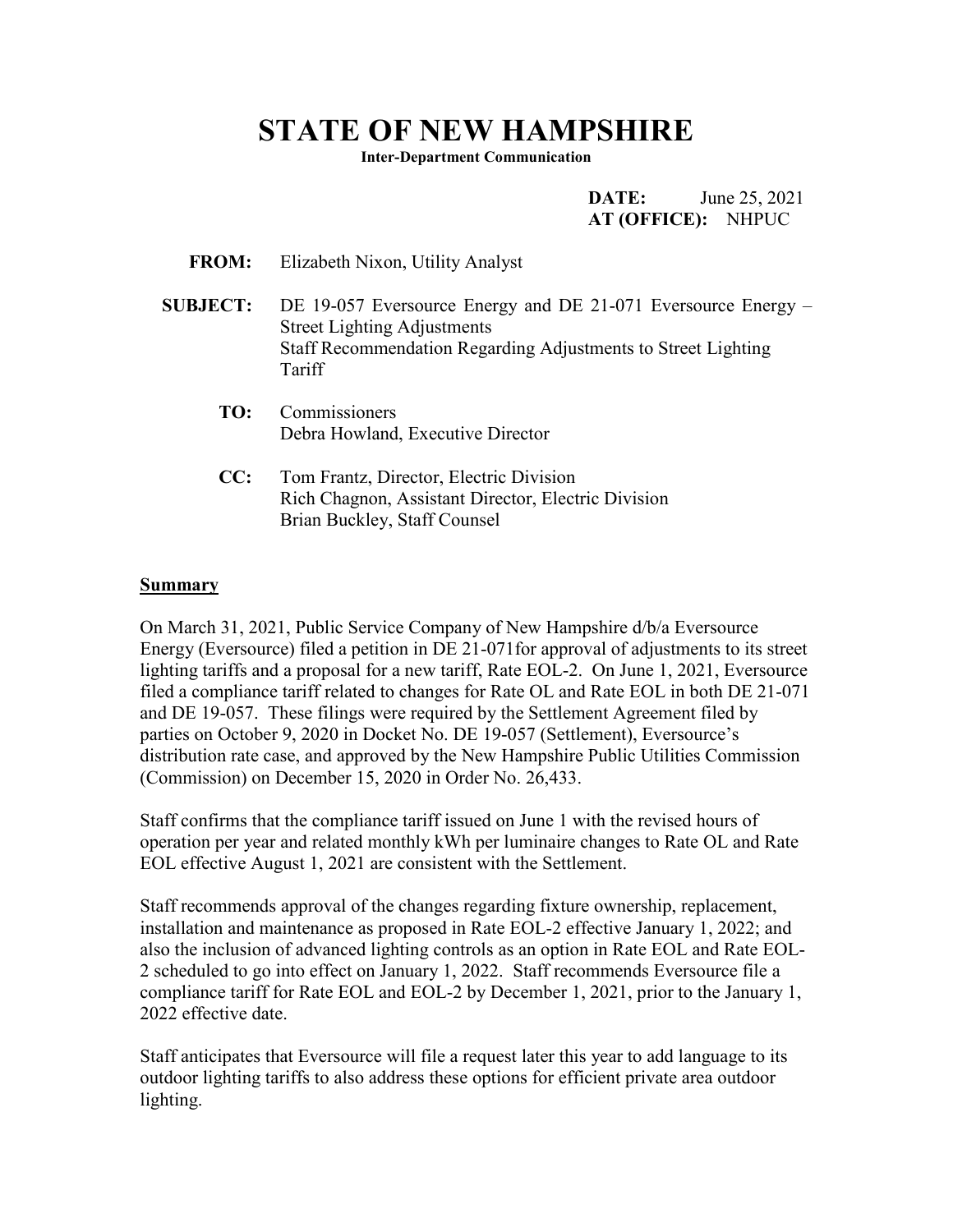# STATE OF NEW HAMPSHIRE

**Inter-Department Communication**

**DATE:** June 25, 2021
**AT (OFFICE):** NHPUC

**FROM:** Elizabeth Nixon, Utility Analyst

**SUBJECT:** DE 19-057 Eversource Energy and DE 21-071 Eversource Energy – Street Lighting Adjustments
Staff Recommendation Regarding Adjustments to Street Lighting Tariff

**TO:** Commissioners
Debra Howland, Executive Director

**CC:** Tom Frantz, Director, Electric Division
Rich Chagnon, Assistant Director, Electric Division
Brian Buckley, Staff Counsel

## Summary

On March 31, 2021, Public Service Company of New Hampshire d/b/a Eversource Energy (Eversource) filed a petition in DE 21-071for approval of adjustments to its street lighting tariffs and a proposal for a new tariff, Rate EOL-2. On June 1, 2021, Eversource filed a compliance tariff related to changes for Rate OL and Rate EOL in both DE 21-071 and DE 19-057. These filings were required by the Settlement Agreement filed by parties on October 9, 2020 in Docket No. DE 19-057 (Settlement), Eversource's distribution rate case, and approved by the New Hampshire Public Utilities Commission (Commission) on December 15, 2020 in Order No. 26,433.

Staff confirms that the compliance tariff issued on June 1 with the revised hours of operation per year and related monthly kWh per luminaire changes to Rate OL and Rate EOL effective August 1, 2021 are consistent with the Settlement.

Staff recommends approval of the changes regarding fixture ownership, replacement, installation and maintenance as proposed in Rate EOL-2 effective January 1, 2022; and also the inclusion of advanced lighting controls as an option in Rate EOL and Rate EOL-2 scheduled to go into effect on January 1, 2022. Staff recommends Eversource file a compliance tariff for Rate EOL and EOL-2 by December 1, 2021, prior to the January 1, 2022 effective date.

Staff anticipates that Eversource will file a request later this year to add language to its outdoor lighting tariffs to also address these options for efficient private area outdoor lighting.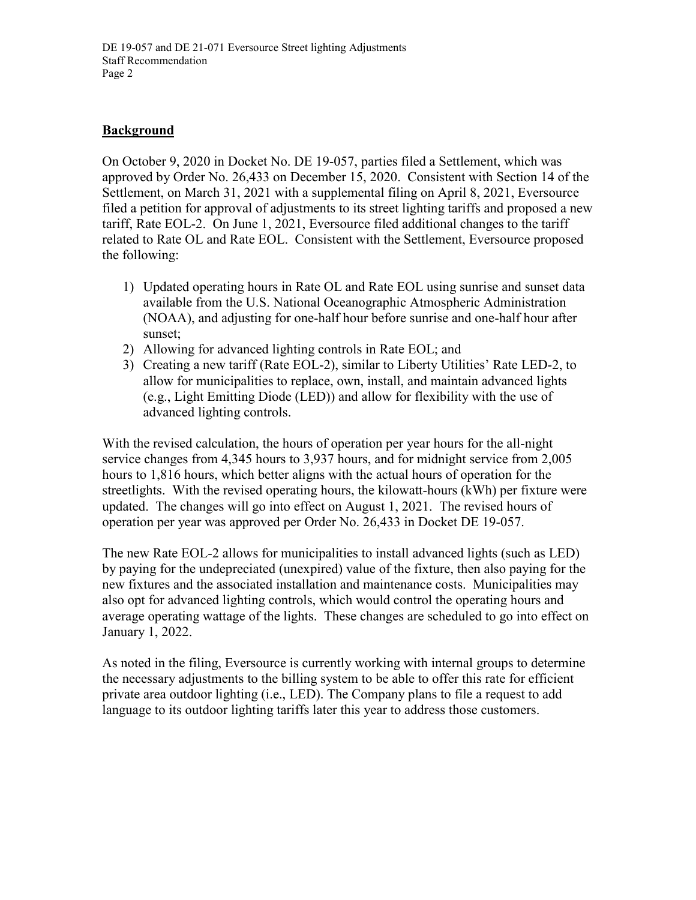## Background

On October 9, 2020 in Docket No. DE 19-057, parties filed a Settlement, which was approved by Order No. 26,433 on December 15, 2020. Consistent with Section 14 of the Settlement, on March 31, 2021 with a supplemental filing on April 8, 2021, Eversource filed a petition for approval of adjustments to its street lighting tariffs and proposed a new tariff, Rate EOL-2. On June 1, 2021, Eversource filed additional changes to the tariff related to Rate OL and Rate EOL. Consistent with the Settlement, Eversource proposed the following:

1) Updated operating hours in Rate OL and Rate EOL using sunrise and sunset data available from the U.S. National Oceanographic Atmospheric Administration (NOAA), and adjusting for one-half hour before sunrise and one-half hour after sunset;
2) Allowing for advanced lighting controls in Rate EOL; and
3) Creating a new tariff (Rate EOL-2), similar to Liberty Utilities' Rate LED-2, to allow for municipalities to replace, own, install, and maintain advanced lights (e.g., Light Emitting Diode (LED)) and allow for flexibility with the use of advanced lighting controls.

With the revised calculation, the hours of operation per year hours for the all-night service changes from 4,345 hours to 3,937 hours, and for midnight service from 2,005 hours to 1,816 hours, which better aligns with the actual hours of operation for the streetlights. With the revised operating hours, the kilowatt-hours (kWh) per fixture were updated. The changes will go into effect on August 1, 2021. The revised hours of operation per year was approved per Order No. 26,433 in Docket DE 19-057.

The new Rate EOL-2 allows for municipalities to install advanced lights (such as LED) by paying for the undepreciated (unexpired) value of the fixture, then also paying for the new fixtures and the associated installation and maintenance costs. Municipalities may also opt for advanced lighting controls, which would control the operating hours and average operating wattage of the lights. These changes are scheduled to go into effect on January 1, 2022.

As noted in the filing, Eversource is currently working with internal groups to determine the necessary adjustments to the billing system to be able to offer this rate for efficient private area outdoor lighting (i.e., LED). The Company plans to file a request to add language to its outdoor lighting tariffs later this year to address those customers.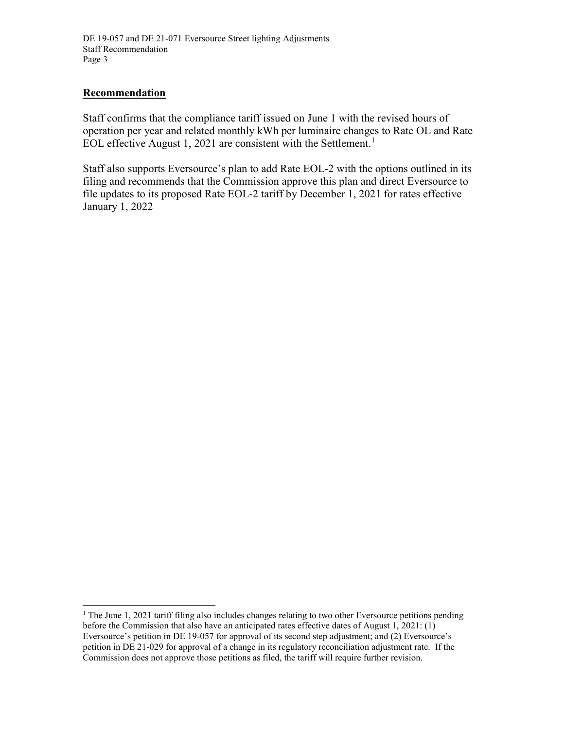## **Recommendation**

Staff confirms that the compliance tariff issued on June 1 with the revised hours of operation per year and related monthly kWh per luminaire changes to Rate OL and Rate EOL effective August 1, 2021 are consistent with the Settlement.[1]

Staff also supports Eversource's plan to add Rate EOL-2 with the options outlined in its filing and recommends that the Commission approve this plan and direct Eversource to file updates to its proposed Rate EOL-2 tariff by December 1, 2021 for rates effective January 1, 2022

---

[1] The June 1, 2021 tariff filing also includes changes relating to two other Eversource petitions pending before the Commission that also have an anticipated rates effective dates of August 1, 2021: (1) Eversource's petition in DE 19-057 for approval of its second step adjustment; and (2) Eversource's petition in DE 21-029 for approval of a change in its regulatory reconciliation adjustment rate. If the Commission does not approve those petitions as filed, the tariff will require further revision.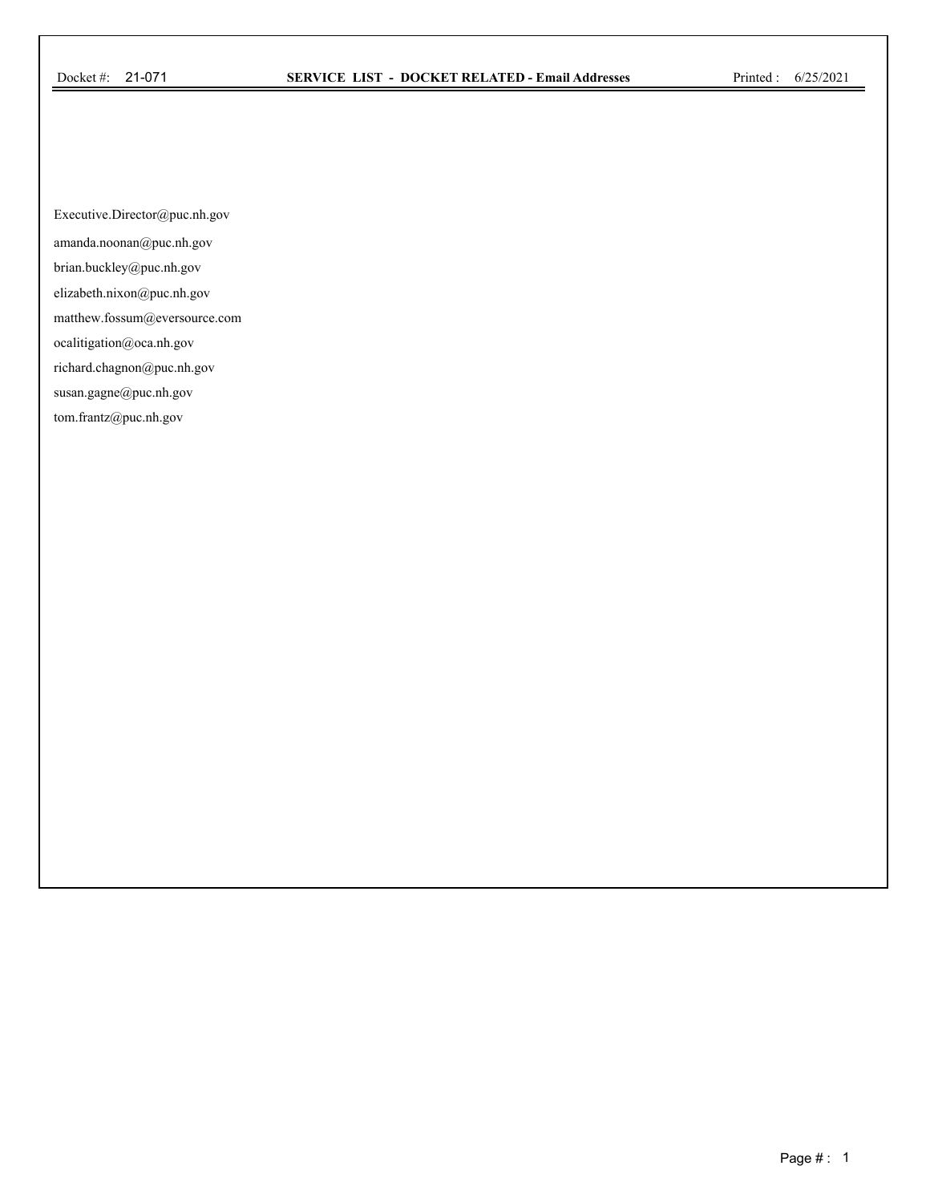Docket #: 21-071 **SERVICE LIST - DOCKET RELATED - Email Addresses** Printed : 6/25/2021

Executive.Director@puc.nh.gov

amanda.noonan@puc.nh.gov

brian.buckley@puc.nh.gov

elizabeth.nixon@puc.nh.gov

matthew.fossum@eversource.com

ocalitigation@oca.nh.gov

richard.chagnon@puc.nh.gov

susan.gagne@puc.nh.gov

tom.frantz@puc.nh.gov